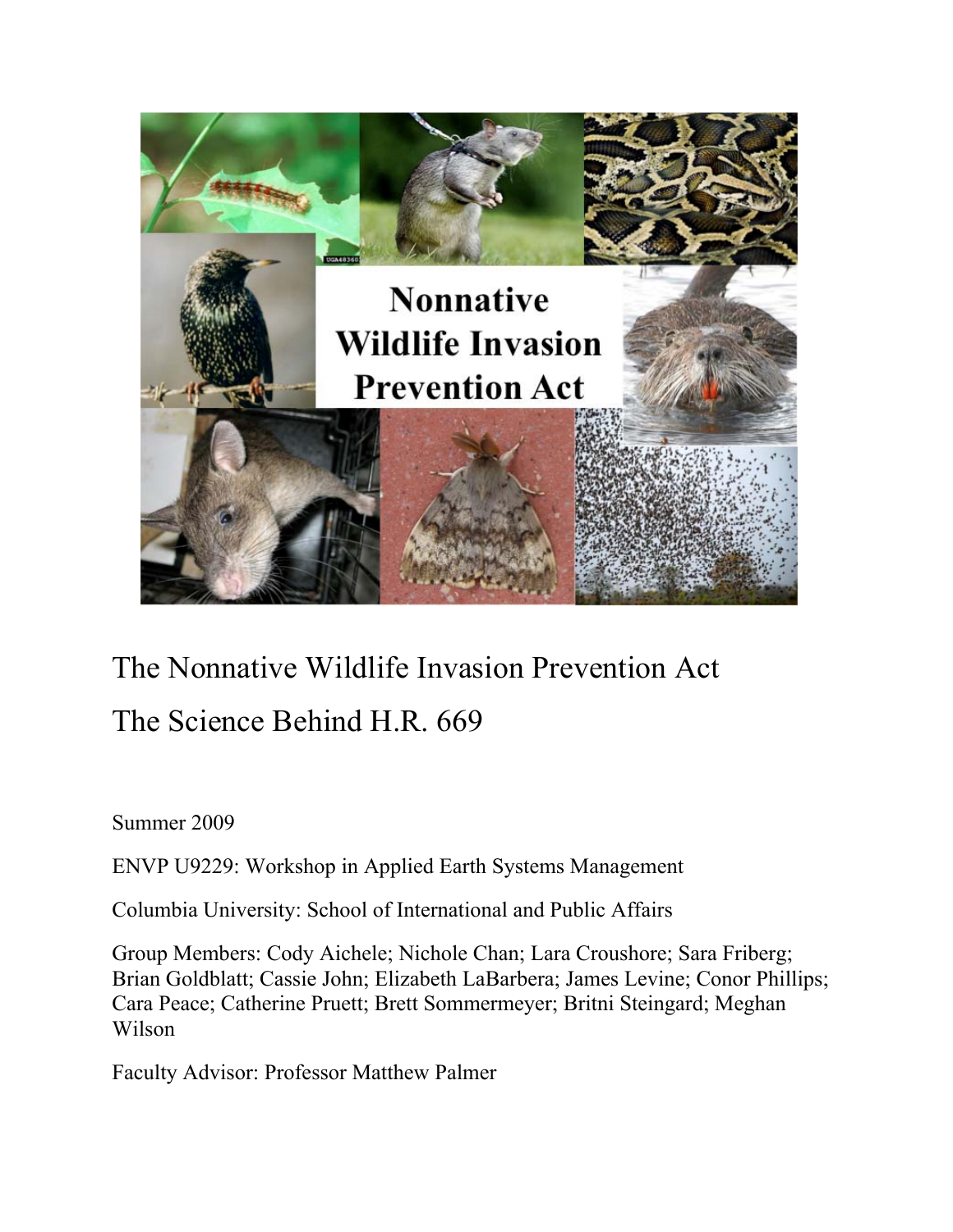# Nonnative Wildlife Invasion Prevention Act

The Nonnative Wildlife Invasion Prevention Act

The Science Behind H.R. 669

Summer 2009

ENVP U9229: Workshop in Applied Earth Systems Management

Columbia University: School of International and Public Affairs

Group Members: Cody Aichele; Nichole Chan; Lara Croushore; Sara Friberg; Brian Goldblatt; Cassie John; Elizabeth LaBarbera; James Levine; Conor Phillips; Cara Peace; Catherine Pruett; Brett Sommermeyer; Britni Steingard; Meghan Wilson

Faculty Advisor: Professor Matthew Palmer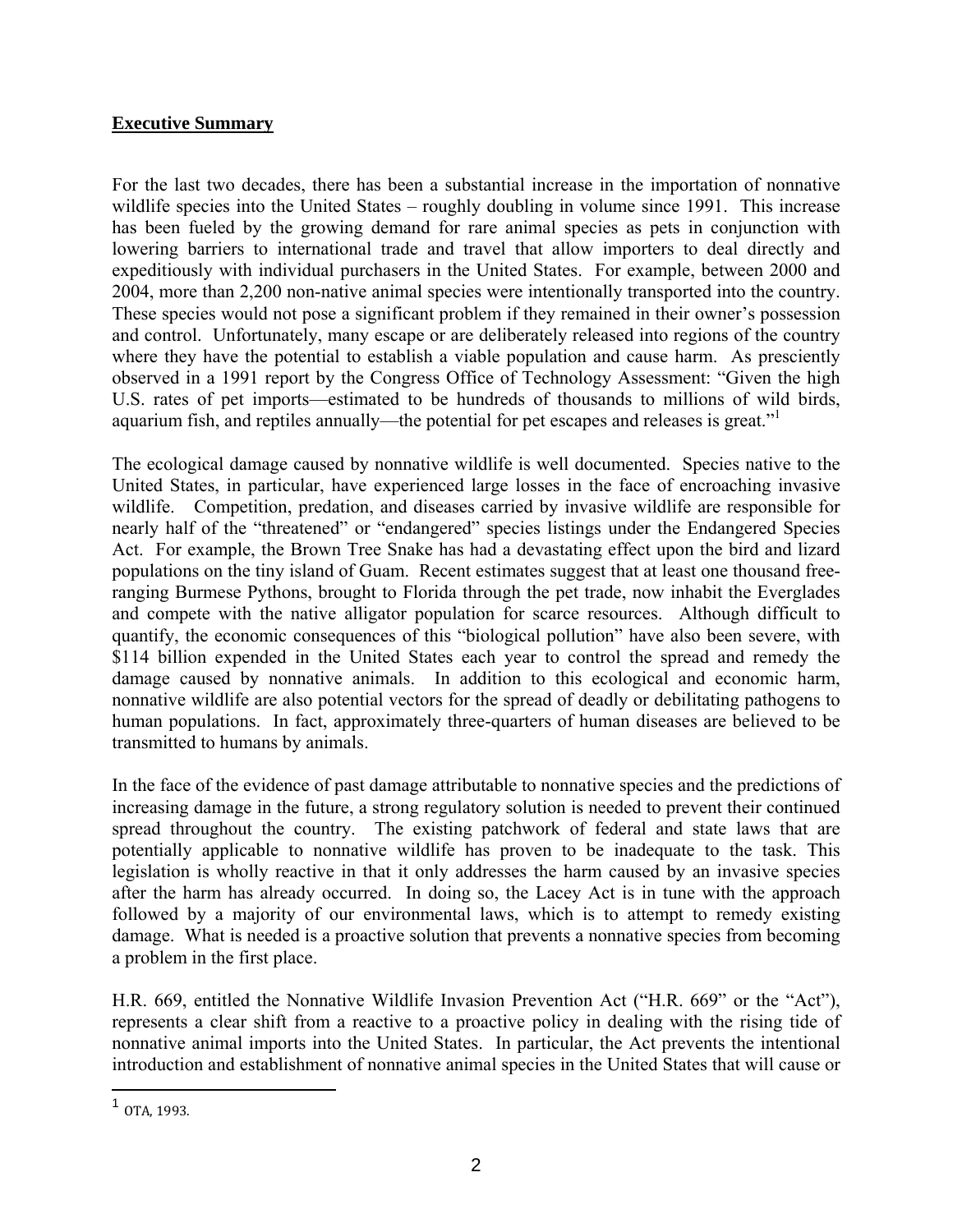**Executive Summary**

For the last two decades, there has been a substantial increase in the importation of nonnative wildlife species into the United States – roughly doubling in volume since 1991. This increase has been fueled by the growing demand for rare animal species as pets in conjunction with lowering barriers to international trade and travel that allow importers to deal directly and expeditiously with individual purchasers in the United States. For example, between 2000 and 2004, more than 2,200 non-native animal species were intentionally transported into the country. These species would not pose a significant problem if they remained in their owner's possession and control. Unfortunately, many escape or are deliberately released into regions of the country where they have the potential to establish a viable population and cause harm. As presciently observed in a 1991 report by the Congress Office of Technology Assessment: "Given the high U.S. rates of pet imports—estimated to be hundreds of thousands to millions of wild birds, aquarium fish, and reptiles annually—the potential for pet escapes and releases is great."[1]

The ecological damage caused by nonnative wildlife is well documented. Species native to the United States, in particular, have experienced large losses in the face of encroaching invasive wildlife. Competition, predation, and diseases carried by invasive wildlife are responsible for nearly half of the "threatened" or "endangered" species listings under the Endangered Species Act. For example, the Brown Tree Snake has had a devastating effect upon the bird and lizard populations on the tiny island of Guam. Recent estimates suggest that at least one thousand free-ranging Burmese Pythons, brought to Florida through the pet trade, now inhabit the Everglades and compete with the native alligator population for scarce resources. Although difficult to quantify, the economic consequences of this "biological pollution" have also been severe, with $114 billion expended in the United States each year to control the spread and remedy the damage caused by nonnative animals. In addition to this ecological and economic harm, nonnative wildlife are also potential vectors for the spread of deadly or debilitating pathogens to human populations. In fact, approximately three-quarters of human diseases are believed to be transmitted to humans by animals.

In the face of the evidence of past damage attributable to nonnative species and the predictions of increasing damage in the future, a strong regulatory solution is needed to prevent their continued spread throughout the country. The existing patchwork of federal and state laws that are potentially applicable to nonnative wildlife has proven to be inadequate to the task. This legislation is wholly reactive in that it only addresses the harm caused by an invasive species after the harm has already occurred. In doing so, the Lacey Act is in tune with the approach followed by a majority of our environmental laws, which is to attempt to remedy existing damage. What is needed is a proactive solution that prevents a nonnative species from becoming a problem in the first place.

H.R. 669, entitled the Nonnative Wildlife Invasion Prevention Act ("H.R. 669" or the "Act"), represents a clear shift from a reactive to a proactive policy in dealing with the rising tide of nonnative animal imports into the United States. In particular, the Act prevents the intentional introduction and establishment of nonnative animal species in the United States that will cause or

[1] OTA, 1993.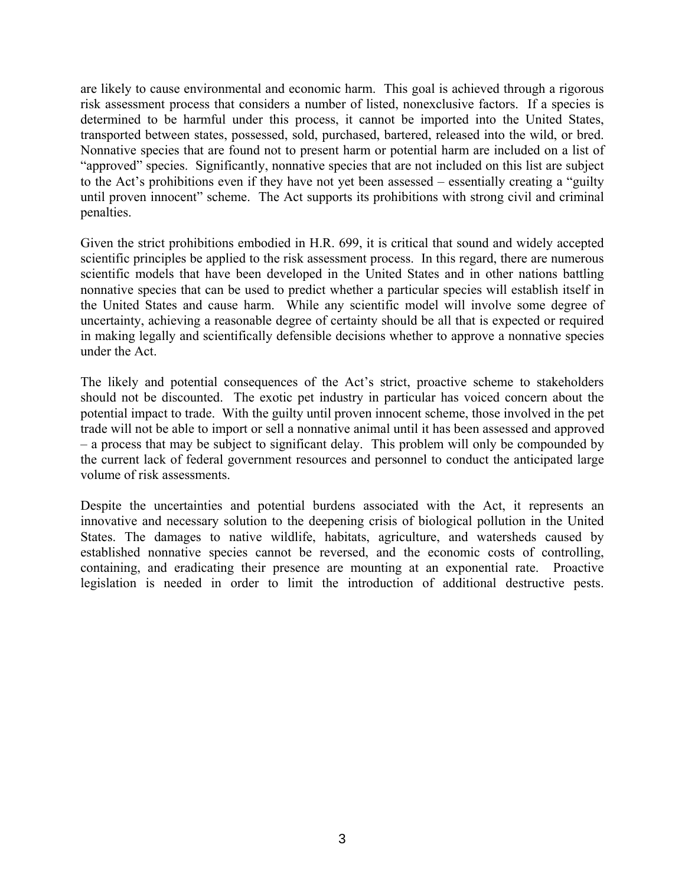are likely to cause environmental and economic harm. This goal is achieved through a rigorous risk assessment process that considers a number of listed, nonexclusive factors. If a species is determined to be harmful under this process, it cannot be imported into the United States, transported between states, possessed, sold, purchased, bartered, released into the wild, or bred. Nonnative species that are found not to present harm or potential harm are included on a list of "approved" species. Significantly, nonnative species that are not included on this list are subject to the Act's prohibitions even if they have not yet been assessed – essentially creating a "guilty until proven innocent" scheme. The Act supports its prohibitions with strong civil and criminal penalties.

Given the strict prohibitions embodied in H.R. 699, it is critical that sound and widely accepted scientific principles be applied to the risk assessment process. In this regard, there are numerous scientific models that have been developed in the United States and in other nations battling nonnative species that can be used to predict whether a particular species will establish itself in the United States and cause harm. While any scientific model will involve some degree of uncertainty, achieving a reasonable degree of certainty should be all that is expected or required in making legally and scientifically defensible decisions whether to approve a nonnative species under the Act.

The likely and potential consequences of the Act's strict, proactive scheme to stakeholders should not be discounted. The exotic pet industry in particular has voiced concern about the potential impact to trade. With the guilty until proven innocent scheme, those involved in the pet trade will not be able to import or sell a nonnative animal until it has been assessed and approved – a process that may be subject to significant delay. This problem will only be compounded by the current lack of federal government resources and personnel to conduct the anticipated large volume of risk assessments.

Despite the uncertainties and potential burdens associated with the Act, it represents an innovative and necessary solution to the deepening crisis of biological pollution in the United States. The damages to native wildlife, habitats, agriculture, and watersheds caused by established nonnative species cannot be reversed, and the economic costs of controlling, containing, and eradicating their presence are mounting at an exponential rate. Proactive legislation is needed in order to limit the introduction of additional destructive pests.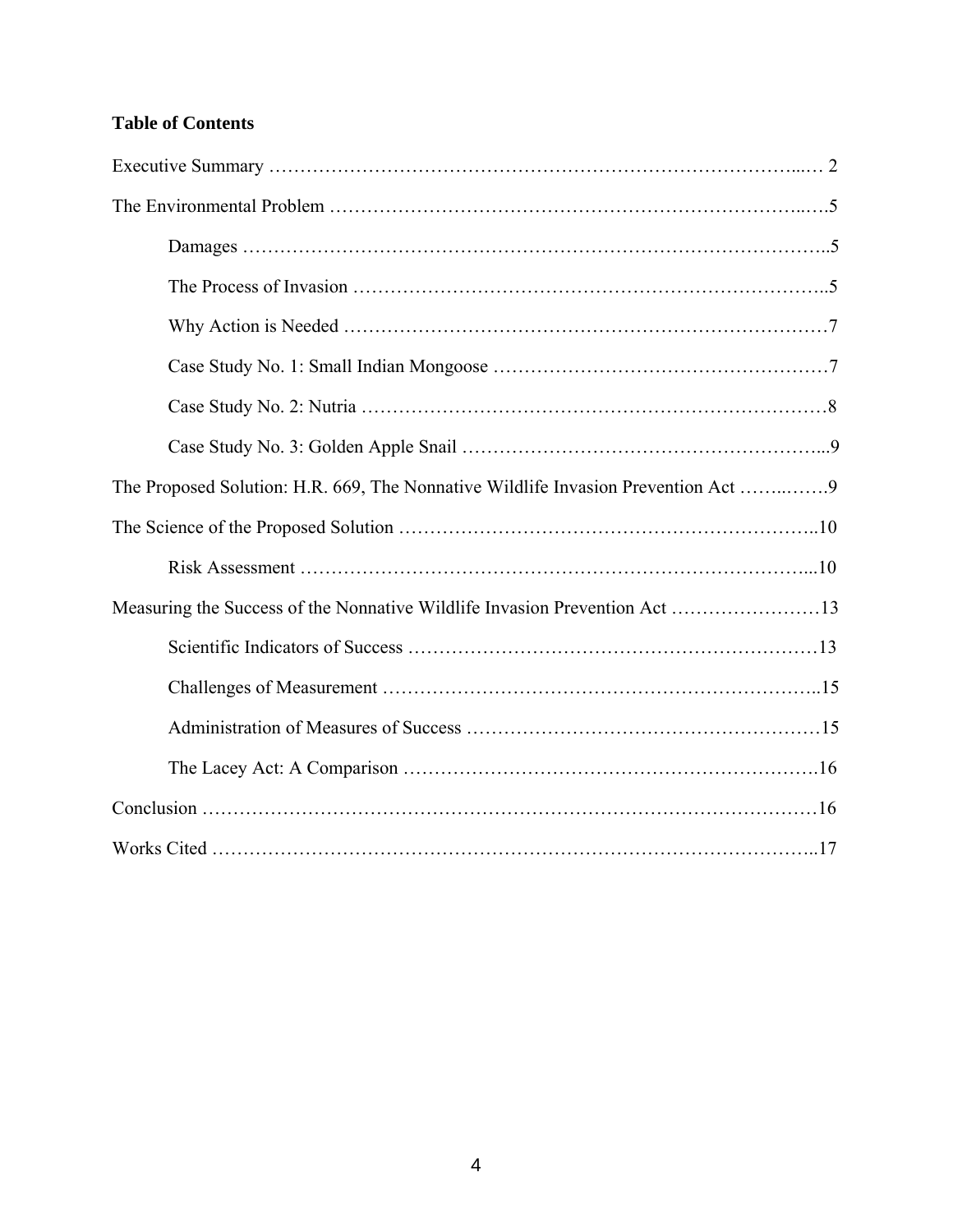**Table of Contents**

Executive Summary …………………………………………………………………………...… 2

The Environmental Problem …………………………………………………………………..…5

Damages ……………………………………………………………………………………..5

The Process of Invasion …………………………………………………………………..5

Why Action is Needed ……………………………………………………………………7

Case Study No. 1: Small Indian Mongoose ………………………………………………7

Case Study No. 2: Nutria …………………………………………………………………8

Case Study No. 3: Golden Apple Snail …………………………………………………...9

The Proposed Solution: H.R. 669, The Nonnative Wildlife Invasion Prevention Act ……..…….9

The Science of the Proposed Solution …………………………………………………………..10

Risk Assessment ………………………………………………………………………...10

Measuring the Success of the Nonnative Wildlife Invasion Prevention Act ……………………13

Scientific Indicators of Success …………………………………………………………13

Challenges of Measurement ……………………………………………………………..15

Administration of Measures of Success …………………………………………………15

The Lacey Act: A Comparison ………………………………………………………….16

Conclusion ………………………………………………………………………………………16

Works Cited ……………………………………………………………………………………..17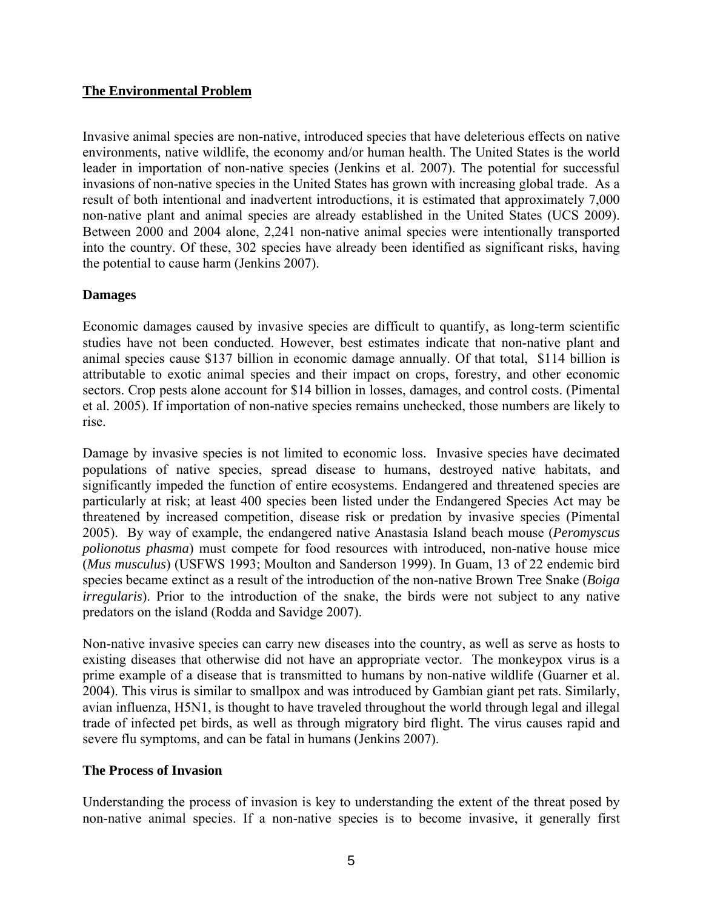## The Environmental Problem

Invasive animal species are non-native, introduced species that have deleterious effects on native environments, native wildlife, the economy and/or human health. The United States is the world leader in importation of non-native species (Jenkins et al. 2007). The potential for successful invasions of non-native species in the United States has grown with increasing global trade. As a result of both intentional and inadvertent introductions, it is estimated that approximately 7,000 non-native plant and animal species are already established in the United States (UCS 2009). Between 2000 and 2004 alone, 2,241 non-native animal species were intentionally transported into the country. Of these, 302 species have already been identified as significant risks, having the potential to cause harm (Jenkins 2007).

### Damages

Economic damages caused by invasive species are difficult to quantify, as long-term scientific studies have not been conducted. However, best estimates indicate that non-native plant and animal species cause $137 billion in economic damage annually. Of that total, $114 billion is attributable to exotic animal species and their impact on crops, forestry, and other economic sectors. Crop pests alone account for $14 billion in losses, damages, and control costs. (Pimental et al. 2005). If importation of non-native species remains unchecked, those numbers are likely to rise.

Damage by invasive species is not limited to economic loss. Invasive species have decimated populations of native species, spread disease to humans, destroyed native habitats, and significantly impeded the function of entire ecosystems. Endangered and threatened species are particularly at risk; at least 400 species been listed under the Endangered Species Act may be threatened by increased competition, disease risk or predation by invasive species (Pimental 2005). By way of example, the endangered native Anastasia Island beach mouse (*Peromyscus polionotus phasma*) must compete for food resources with introduced, non-native house mice (*Mus musculus*) (USFWS 1993; Moulton and Sanderson 1999). In Guam, 13 of 22 endemic bird species became extinct as a result of the introduction of the non-native Brown Tree Snake (*Boiga irregularis*). Prior to the introduction of the snake, the birds were not subject to any native predators on the island (Rodda and Savidge 2007).

Non-native invasive species can carry new diseases into the country, as well as serve as hosts to existing diseases that otherwise did not have an appropriate vector. The monkeypox virus is a prime example of a disease that is transmitted to humans by non-native wildlife (Guarner et al. 2004). This virus is similar to smallpox and was introduced by Gambian giant pet rats. Similarly, avian influenza, H5N1, is thought to have traveled throughout the world through legal and illegal trade of infected pet birds, as well as through migratory bird flight. The virus causes rapid and severe flu symptoms, and can be fatal in humans (Jenkins 2007).

### The Process of Invasion

Understanding the process of invasion is key to understanding the extent of the threat posed by non-native animal species. If a non-native species is to become invasive, it generally first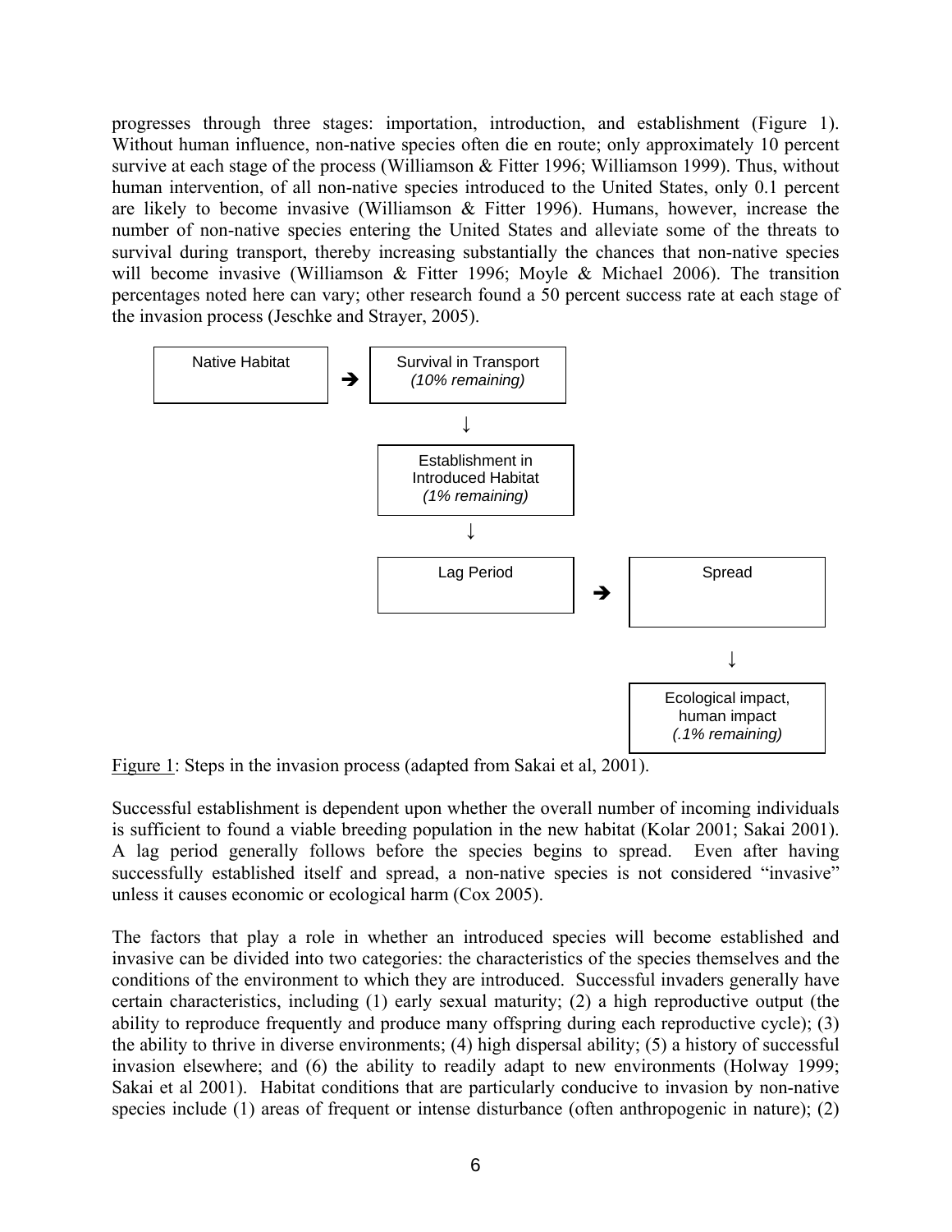progresses through three stages: importation, introduction, and establishment (Figure 1). Without human influence, non-native species often die en route; only approximately 10 percent survive at each stage of the process (Williamson & Fitter 1996; Williamson 1999). Thus, without human intervention, of all non-native species introduced to the United States, only 0.1 percent are likely to become invasive (Williamson & Fitter 1996). Humans, however, increase the number of non-native species entering the United States and alleviate some of the threats to survival during transport, thereby increasing substantially the chances that non-native species will become invasive (Williamson & Fitter 1996; Moyle & Michael 2006). The transition percentages noted here can vary; other research found a 50 percent success rate at each stage of the invasion process (Jeschke and Strayer, 2005).

Native Habitat → Survival in Transport *(10% remaining)*

↓

Establishment in Introduced Habitat *(1% remaining)*

↓

Lag Period → Spread

↓

Ecological impact, human impact *(.1% remaining)*

Figure 1: Steps in the invasion process (adapted from Sakai et al, 2001).

Successful establishment is dependent upon whether the overall number of incoming individuals is sufficient to found a viable breeding population in the new habitat (Kolar 2001; Sakai 2001). A lag period generally follows before the species begins to spread. Even after having successfully established itself and spread, a non-native species is not considered "invasive" unless it causes economic or ecological harm (Cox 2005).

The factors that play a role in whether an introduced species will become established and invasive can be divided into two categories: the characteristics of the species themselves and the conditions of the environment to which they are introduced. Successful invaders generally have certain characteristics, including (1) early sexual maturity; (2) a high reproductive output (the ability to reproduce frequently and produce many offspring during each reproductive cycle); (3) the ability to thrive in diverse environments; (4) high dispersal ability; (5) a history of successful invasion elsewhere; and (6) the ability to readily adapt to new environments (Holway 1999; Sakai et al 2001). Habitat conditions that are particularly conducive to invasion by non-native species include (1) areas of frequent or intense disturbance (often anthropogenic in nature); (2)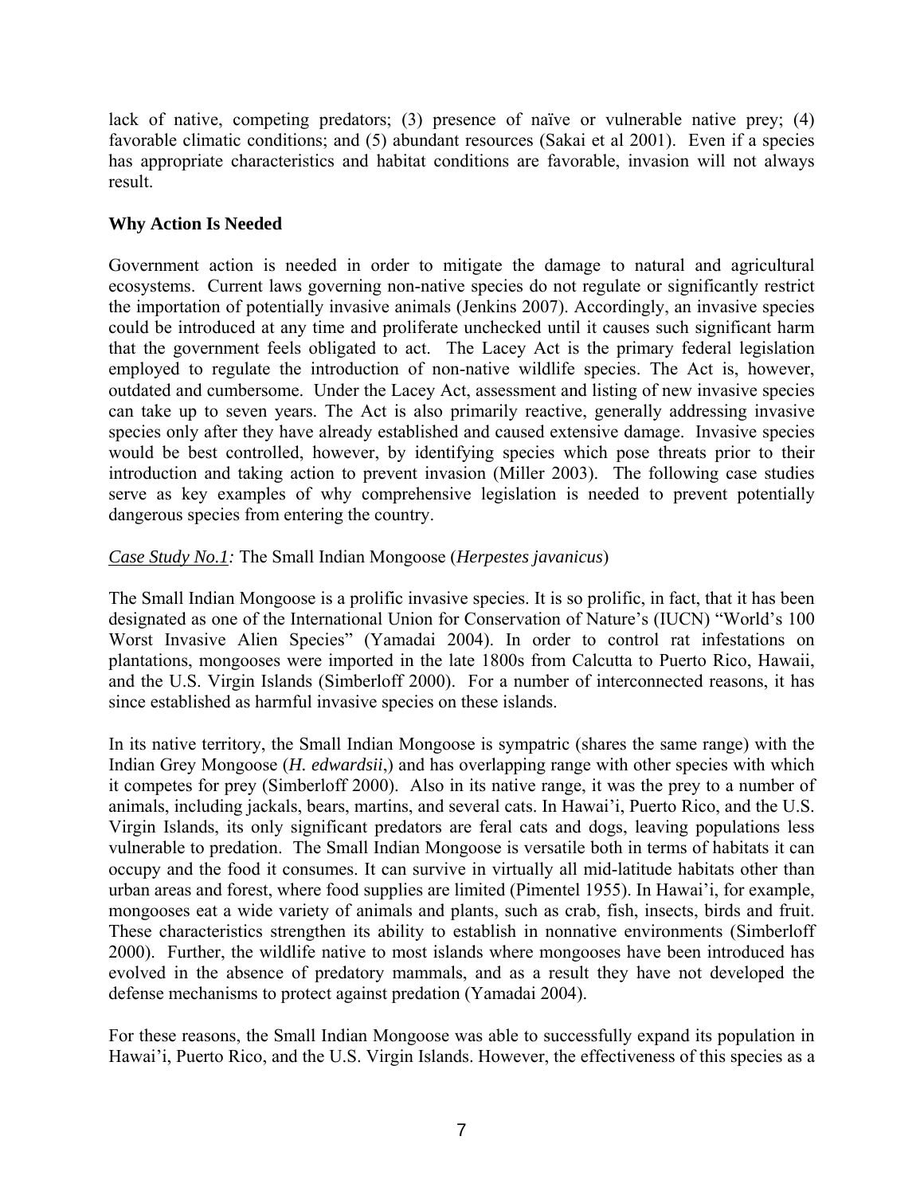lack of native, competing predators; (3) presence of naïve or vulnerable native prey; (4) favorable climatic conditions; and (5) abundant resources (Sakai et al 2001). Even if a species has appropriate characteristics and habitat conditions are favorable, invasion will not always result.

**Why Action Is Needed**

Government action is needed in order to mitigate the damage to natural and agricultural ecosystems. Current laws governing non-native species do not regulate or significantly restrict the importation of potentially invasive animals (Jenkins 2007). Accordingly, an invasive species could be introduced at any time and proliferate unchecked until it causes such significant harm that the government feels obligated to act. The Lacey Act is the primary federal legislation employed to regulate the introduction of non-native wildlife species. The Act is, however, outdated and cumbersome. Under the Lacey Act, assessment and listing of new invasive species can take up to seven years. The Act is also primarily reactive, generally addressing invasive species only after they have already established and caused extensive damage. Invasive species would be best controlled, however, by identifying species which pose threats prior to their introduction and taking action to prevent invasion (Miller 2003). The following case studies serve as key examples of why comprehensive legislation is needed to prevent potentially dangerous species from entering the country.

*Case Study No.1:* The Small Indian Mongoose (*Herpestes javanicus*)

The Small Indian Mongoose is a prolific invasive species. It is so prolific, in fact, that it has been designated as one of the International Union for Conservation of Nature's (IUCN) "World's 100 Worst Invasive Alien Species" (Yamadai 2004). In order to control rat infestations on plantations, mongooses were imported in the late 1800s from Calcutta to Puerto Rico, Hawaii, and the U.S. Virgin Islands (Simberloff 2000). For a number of interconnected reasons, it has since established as harmful invasive species on these islands.

In its native territory, the Small Indian Mongoose is sympatric (shares the same range) with the Indian Grey Mongoose (*H. edwardsii*,) and has overlapping range with other species with which it competes for prey (Simberloff 2000). Also in its native range, it was the prey to a number of animals, including jackals, bears, martins, and several cats. In Hawai'i, Puerto Rico, and the U.S. Virgin Islands, its only significant predators are feral cats and dogs, leaving populations less vulnerable to predation. The Small Indian Mongoose is versatile both in terms of habitats it can occupy and the food it consumes. It can survive in virtually all mid-latitude habitats other than urban areas and forest, where food supplies are limited (Pimentel 1955). In Hawai'i, for example, mongooses eat a wide variety of animals and plants, such as crab, fish, insects, birds and fruit. These characteristics strengthen its ability to establish in nonnative environments (Simberloff 2000). Further, the wildlife native to most islands where mongooses have been introduced has evolved in the absence of predatory mammals, and as a result they have not developed the defense mechanisms to protect against predation (Yamadai 2004).

For these reasons, the Small Indian Mongoose was able to successfully expand its population in Hawai'i, Puerto Rico, and the U.S. Virgin Islands. However, the effectiveness of this species as a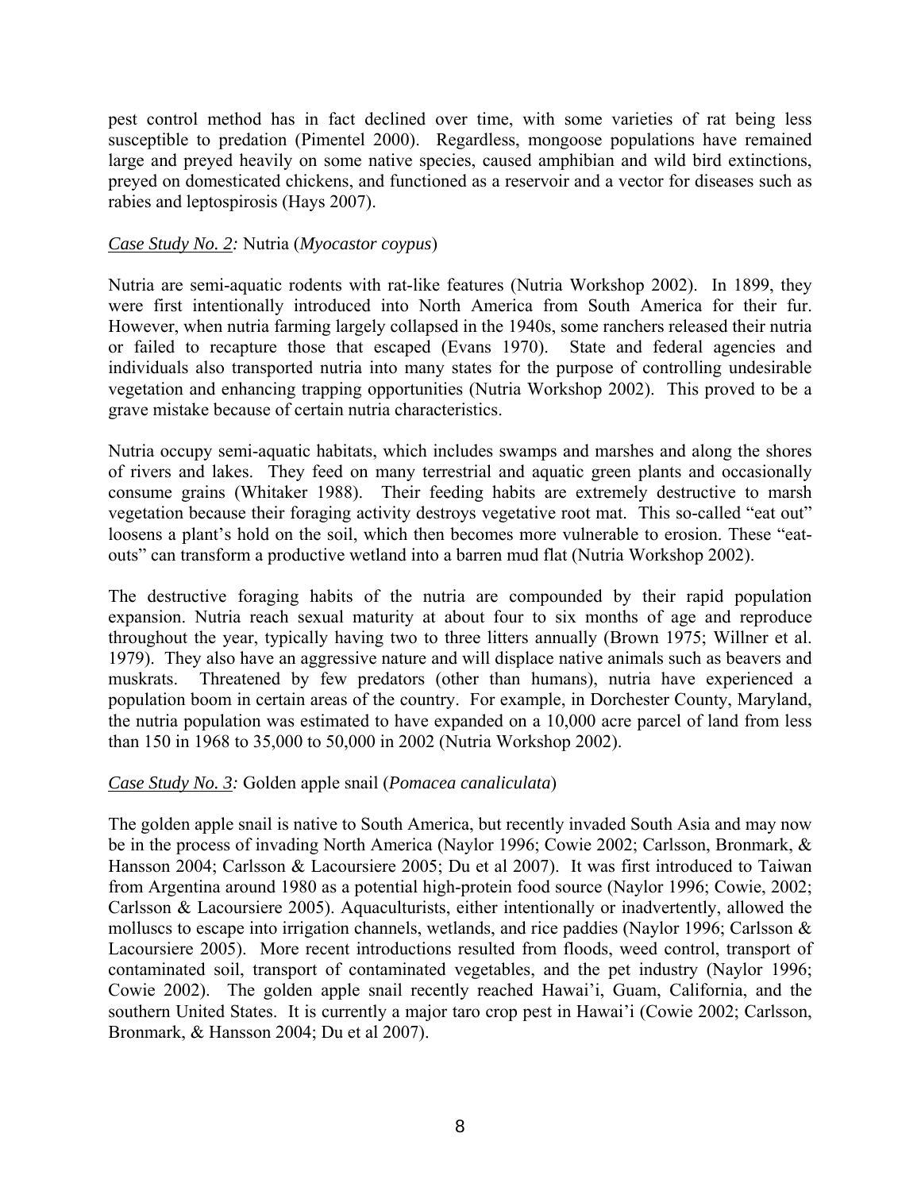pest control method has in fact declined over time, with some varieties of rat being less susceptible to predation (Pimentel 2000). Regardless, mongoose populations have remained large and preyed heavily on some native species, caused amphibian and wild bird extinctions, preyed on domesticated chickens, and functioned as a reservoir and a vector for diseases such as rabies and leptospirosis (Hays 2007).

*<u>Case Study No. 2</u>:* Nutria (*Myocastor coypus*)

Nutria are semi-aquatic rodents with rat-like features (Nutria Workshop 2002). In 1899, they were first intentionally introduced into North America from South America for their fur. However, when nutria farming largely collapsed in the 1940s, some ranchers released their nutria or failed to recapture those that escaped (Evans 1970). State and federal agencies and individuals also transported nutria into many states for the purpose of controlling undesirable vegetation and enhancing trapping opportunities (Nutria Workshop 2002). This proved to be a grave mistake because of certain nutria characteristics.

Nutria occupy semi-aquatic habitats, which includes swamps and marshes and along the shores of rivers and lakes. They feed on many terrestrial and aquatic green plants and occasionally consume grains (Whitaker 1988). Their feeding habits are extremely destructive to marsh vegetation because their foraging activity destroys vegetative root mat. This so-called "eat out" loosens a plant's hold on the soil, which then becomes more vulnerable to erosion. These "eat-outs" can transform a productive wetland into a barren mud flat (Nutria Workshop 2002).

The destructive foraging habits of the nutria are compounded by their rapid population expansion. Nutria reach sexual maturity at about four to six months of age and reproduce throughout the year, typically having two to three litters annually (Brown 1975; Willner et al. 1979). They also have an aggressive nature and will displace native animals such as beavers and muskrats. Threatened by few predators (other than humans), nutria have experienced a population boom in certain areas of the country. For example, in Dorchester County, Maryland, the nutria population was estimated to have expanded on a 10,000 acre parcel of land from less than 150 in 1968 to 35,000 to 50,000 in 2002 (Nutria Workshop 2002).

*<u>Case Study No. 3</u>:* Golden apple snail (*Pomacea canaliculata*)

The golden apple snail is native to South America, but recently invaded South Asia and may now be in the process of invading North America (Naylor 1996; Cowie 2002; Carlsson, Bronmark, & Hansson 2004; Carlsson & Lacoursiere 2005; Du et al 2007). It was first introduced to Taiwan from Argentina around 1980 as a potential high-protein food source (Naylor 1996; Cowie, 2002; Carlsson & Lacoursiere 2005). Aquaculturists, either intentionally or inadvertently, allowed the molluscs to escape into irrigation channels, wetlands, and rice paddies (Naylor 1996; Carlsson & Lacoursiere 2005). More recent introductions resulted from floods, weed control, transport of contaminated soil, transport of contaminated vegetables, and the pet industry (Naylor 1996; Cowie 2002). The golden apple snail recently reached Hawai'i, Guam, California, and the southern United States. It is currently a major taro crop pest in Hawai'i (Cowie 2002; Carlsson, Bronmark, & Hansson 2004; Du et al 2007).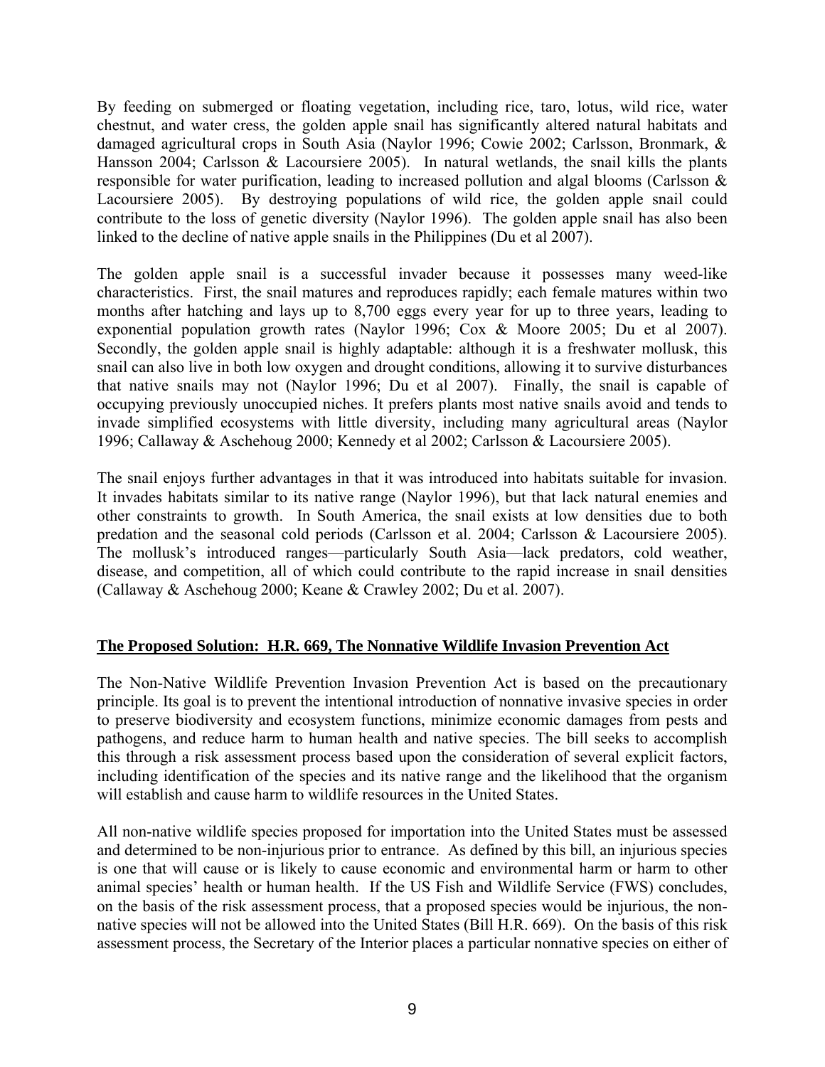By feeding on submerged or floating vegetation, including rice, taro, lotus, wild rice, water chestnut, and water cress, the golden apple snail has significantly altered natural habitats and damaged agricultural crops in South Asia (Naylor 1996; Cowie 2002; Carlsson, Bronmark, & Hansson 2004; Carlsson & Lacoursiere 2005). In natural wetlands, the snail kills the plants responsible for water purification, leading to increased pollution and algal blooms (Carlsson & Lacoursiere 2005). By destroying populations of wild rice, the golden apple snail could contribute to the loss of genetic diversity (Naylor 1996). The golden apple snail has also been linked to the decline of native apple snails in the Philippines (Du et al 2007).

The golden apple snail is a successful invader because it possesses many weed-like characteristics. First, the snail matures and reproduces rapidly; each female matures within two months after hatching and lays up to 8,700 eggs every year for up to three years, leading to exponential population growth rates (Naylor 1996; Cox & Moore 2005; Du et al 2007). Secondly, the golden apple snail is highly adaptable: although it is a freshwater mollusk, this snail can also live in both low oxygen and drought conditions, allowing it to survive disturbances that native snails may not (Naylor 1996; Du et al 2007). Finally, the snail is capable of occupying previously unoccupied niches. It prefers plants most native snails avoid and tends to invade simplified ecosystems with little diversity, including many agricultural areas (Naylor 1996; Callaway & Aschehoug 2000; Kennedy et al 2002; Carlsson & Lacoursiere 2005).

The snail enjoys further advantages in that it was introduced into habitats suitable for invasion. It invades habitats similar to its native range (Naylor 1996), but that lack natural enemies and other constraints to growth. In South America, the snail exists at low densities due to both predation and the seasonal cold periods (Carlsson et al. 2004; Carlsson & Lacoursiere 2005). The mollusk's introduced ranges—particularly South Asia—lack predators, cold weather, disease, and competition, all of which could contribute to the rapid increase in snail densities (Callaway & Aschehoug 2000; Keane & Crawley 2002; Du et al. 2007).

## **The Proposed Solution: H.R. 669, The Nonnative Wildlife Invasion Prevention Act**

The Non-Native Wildlife Prevention Invasion Prevention Act is based on the precautionary principle. Its goal is to prevent the intentional introduction of nonnative invasive species in order to preserve biodiversity and ecosystem functions, minimize economic damages from pests and pathogens, and reduce harm to human health and native species. The bill seeks to accomplish this through a risk assessment process based upon the consideration of several explicit factors, including identification of the species and its native range and the likelihood that the organism will establish and cause harm to wildlife resources in the United States.

All non-native wildlife species proposed for importation into the United States must be assessed and determined to be non-injurious prior to entrance. As defined by this bill, an injurious species is one that will cause or is likely to cause economic and environmental harm or harm to other animal species' health or human health. If the US Fish and Wildlife Service (FWS) concludes, on the basis of the risk assessment process, that a proposed species would be injurious, the non-native species will not be allowed into the United States (Bill H.R. 669). On the basis of this risk assessment process, the Secretary of the Interior places a particular nonnative species on either of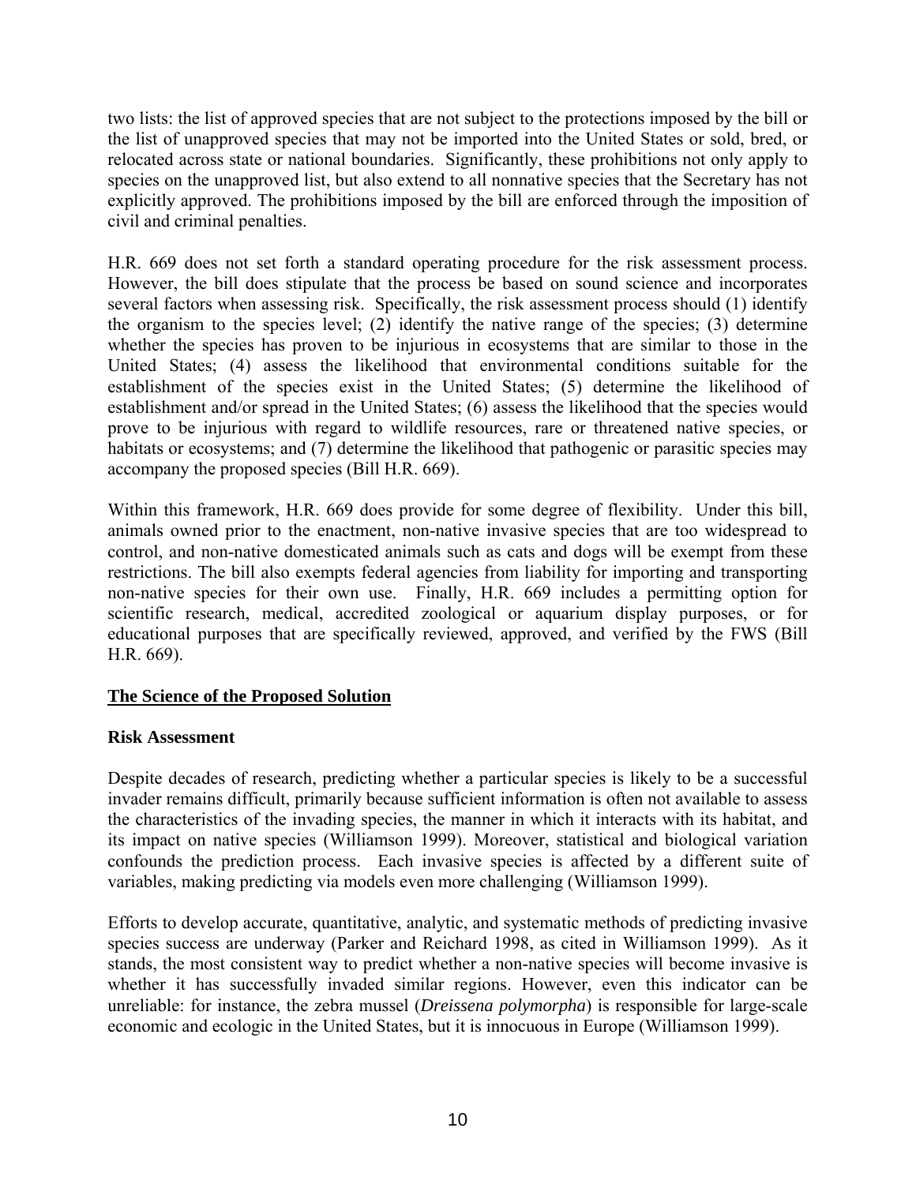two lists: the list of approved species that are not subject to the protections imposed by the bill or the list of unapproved species that may not be imported into the United States or sold, bred, or relocated across state or national boundaries. Significantly, these prohibitions not only apply to species on the unapproved list, but also extend to all nonnative species that the Secretary has not explicitly approved. The prohibitions imposed by the bill are enforced through the imposition of civil and criminal penalties.

H.R. 669 does not set forth a standard operating procedure for the risk assessment process. However, the bill does stipulate that the process be based on sound science and incorporates several factors when assessing risk. Specifically, the risk assessment process should (1) identify the organism to the species level; (2) identify the native range of the species; (3) determine whether the species has proven to be injurious in ecosystems that are similar to those in the United States; (4) assess the likelihood that environmental conditions suitable for the establishment of the species exist in the United States; (5) determine the likelihood of establishment and/or spread in the United States; (6) assess the likelihood that the species would prove to be injurious with regard to wildlife resources, rare or threatened native species, or habitats or ecosystems; and (7) determine the likelihood that pathogenic or parasitic species may accompany the proposed species (Bill H.R. 669).

Within this framework, H.R. 669 does provide for some degree of flexibility. Under this bill, animals owned prior to the enactment, non-native invasive species that are too widespread to control, and non-native domesticated animals such as cats and dogs will be exempt from these restrictions. The bill also exempts federal agencies from liability for importing and transporting non-native species for their own use. Finally, H.R. 669 includes a permitting option for scientific research, medical, accredited zoological or aquarium display purposes, or for educational purposes that are specifically reviewed, approved, and verified by the FWS (Bill H.R. 669).

## The Science of the Proposed Solution

### Risk Assessment

Despite decades of research, predicting whether a particular species is likely to be a successful invader remains difficult, primarily because sufficient information is often not available to assess the characteristics of the invading species, the manner in which it interacts with its habitat, and its impact on native species (Williamson 1999). Moreover, statistical and biological variation confounds the prediction process. Each invasive species is affected by a different suite of variables, making predicting via models even more challenging (Williamson 1999).

Efforts to develop accurate, quantitative, analytic, and systematic methods of predicting invasive species success are underway (Parker and Reichard 1998, as cited in Williamson 1999). As it stands, the most consistent way to predict whether a non-native species will become invasive is whether it has successfully invaded similar regions. However, even this indicator can be unreliable: for instance, the zebra mussel (*Dreissena polymorpha*) is responsible for large-scale economic and ecologic in the United States, but it is innocuous in Europe (Williamson 1999).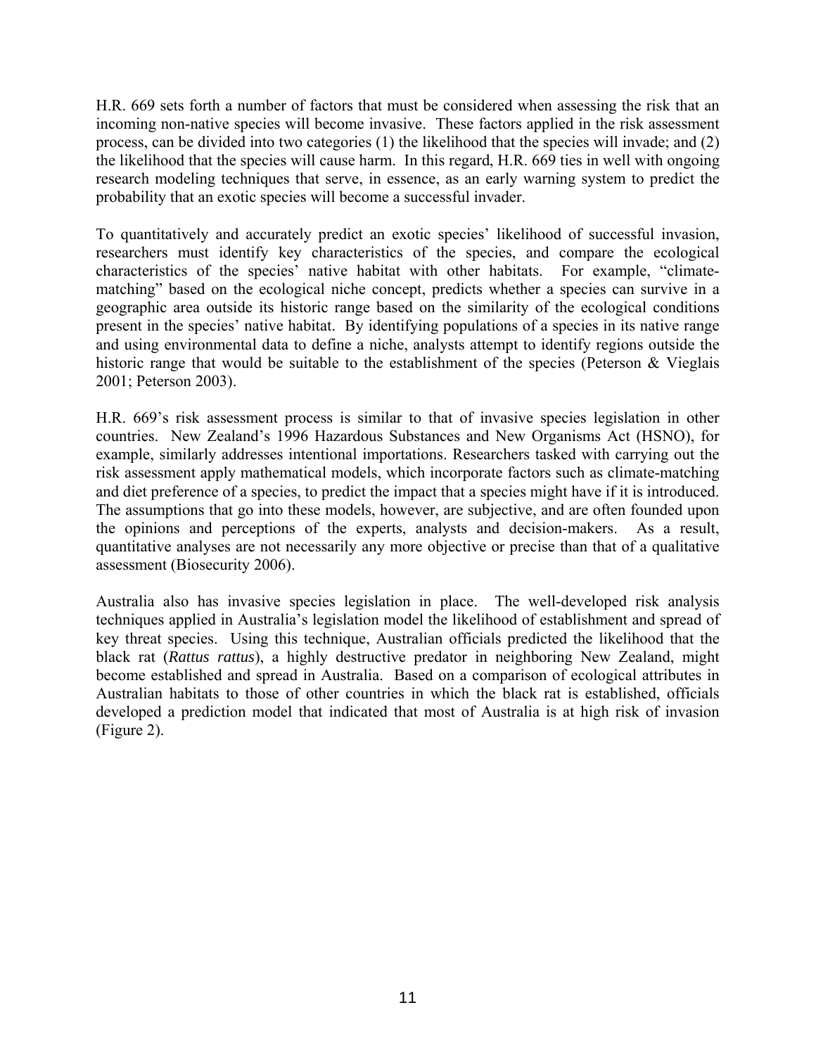H.R. 669 sets forth a number of factors that must be considered when assessing the risk that an incoming non-native species will become invasive. These factors applied in the risk assessment process, can be divided into two categories (1) the likelihood that the species will invade; and (2) the likelihood that the species will cause harm. In this regard, H.R. 669 ties in well with ongoing research modeling techniques that serve, in essence, as an early warning system to predict the probability that an exotic species will become a successful invader.

To quantitatively and accurately predict an exotic species' likelihood of successful invasion, researchers must identify key characteristics of the species, and compare the ecological characteristics of the species' native habitat with other habitats. For example, "climate-matching" based on the ecological niche concept, predicts whether a species can survive in a geographic area outside its historic range based on the similarity of the ecological conditions present in the species' native habitat. By identifying populations of a species in its native range and using environmental data to define a niche, analysts attempt to identify regions outside the historic range that would be suitable to the establishment of the species (Peterson & Vieglais 2001; Peterson 2003).

H.R. 669's risk assessment process is similar to that of invasive species legislation in other countries. New Zealand's 1996 Hazardous Substances and New Organisms Act (HSNO), for example, similarly addresses intentional importations. Researchers tasked with carrying out the risk assessment apply mathematical models, which incorporate factors such as climate-matching and diet preference of a species, to predict the impact that a species might have if it is introduced. The assumptions that go into these models, however, are subjective, and are often founded upon the opinions and perceptions of the experts, analysts and decision-makers. As a result, quantitative analyses are not necessarily any more objective or precise than that of a qualitative assessment (Biosecurity 2006).

Australia also has invasive species legislation in place. The well-developed risk analysis techniques applied in Australia's legislation model the likelihood of establishment and spread of key threat species. Using this technique, Australian officials predicted the likelihood that the black rat (*Rattus rattus*), a highly destructive predator in neighboring New Zealand, might become established and spread in Australia. Based on a comparison of ecological attributes in Australian habitats to those of other countries in which the black rat is established, officials developed a prediction model that indicated that most of Australia is at high risk of invasion (Figure 2).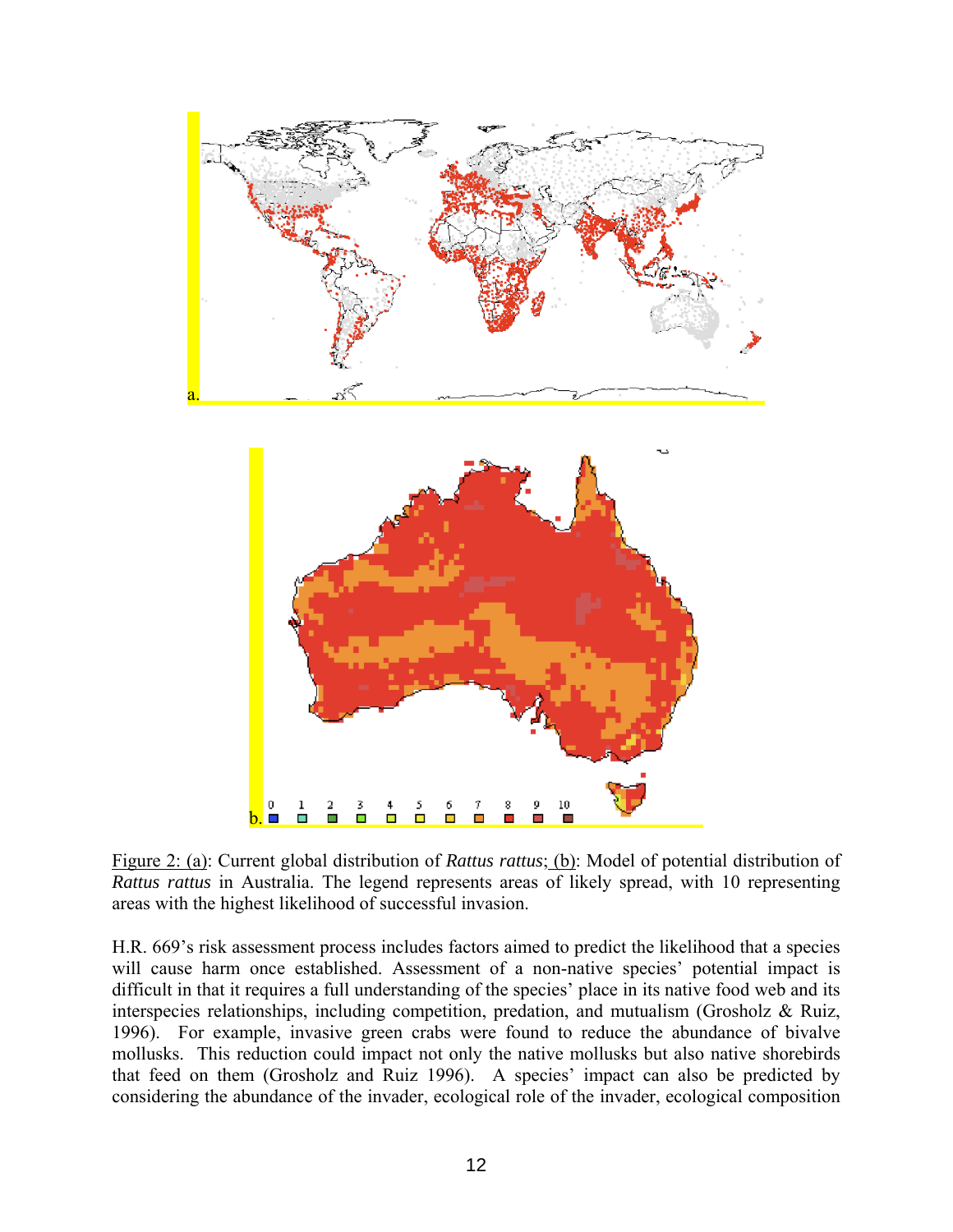Figure 2: (a): Current global distribution of *Rattus rattus*; (b): Model of potential distribution of *Rattus rattus* in Australia. The legend represents areas of likely spread, with 10 representing areas with the highest likelihood of successful invasion.

H.R. 669's risk assessment process includes factors aimed to predict the likelihood that a species will cause harm once established. Assessment of a non-native species' potential impact is difficult in that it requires a full understanding of the species' place in its native food web and its interspecies relationships, including competition, predation, and mutualism (Grosholz & Ruiz, 1996). For example, invasive green crabs were found to reduce the abundance of bivalve mollusks. This reduction could impact not only the native mollusks but also native shorebirds that feed on them (Grosholz and Ruiz 1996). A species' impact can also be predicted by considering the abundance of the invader, ecological role of the invader, ecological composition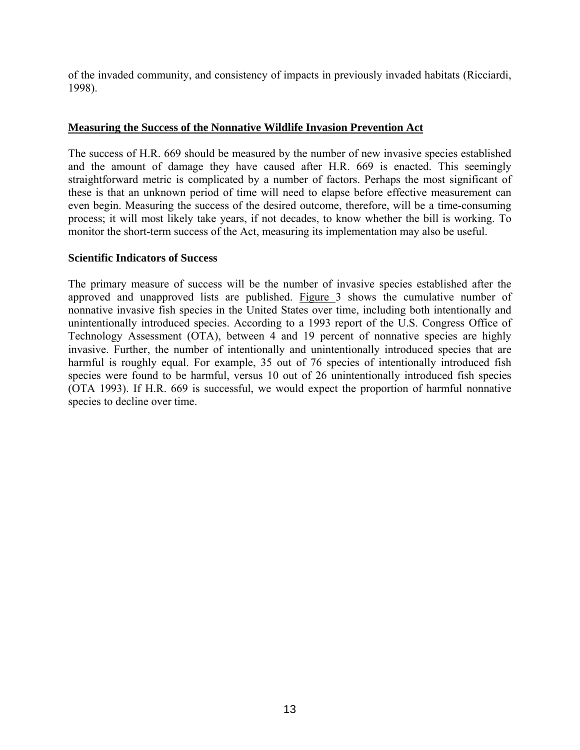of the invaded community, and consistency of impacts in previously invaded habitats (Ricciardi, 1998).

## Measuring the Success of the Nonnative Wildlife Invasion Prevention Act

The success of H.R. 669 should be measured by the number of new invasive species established and the amount of damage they have caused after H.R. 669 is enacted. This seemingly straightforward metric is complicated by a number of factors. Perhaps the most significant of these is that an unknown period of time will need to elapse before effective measurement can even begin. Measuring the success of the desired outcome, therefore, will be a time-consuming process; it will most likely take years, if not decades, to know whether the bill is working. To monitor the short-term success of the Act, measuring its implementation may also be useful.

### Scientific Indicators of Success

The primary measure of success will be the number of invasive species established after the approved and unapproved lists are published. Figure 3 shows the cumulative number of nonnative invasive fish species in the United States over time, including both intentionally and unintentionally introduced species. According to a 1993 report of the U.S. Congress Office of Technology Assessment (OTA), between 4 and 19 percent of nonnative species are highly invasive. Further, the number of intentionally and unintentionally introduced species that are harmful is roughly equal. For example, 35 out of 76 species of intentionally introduced fish species were found to be harmful, versus 10 out of 26 unintentionally introduced fish species (OTA 1993). If H.R. 669 is successful, we would expect the proportion of harmful nonnative species to decline over time.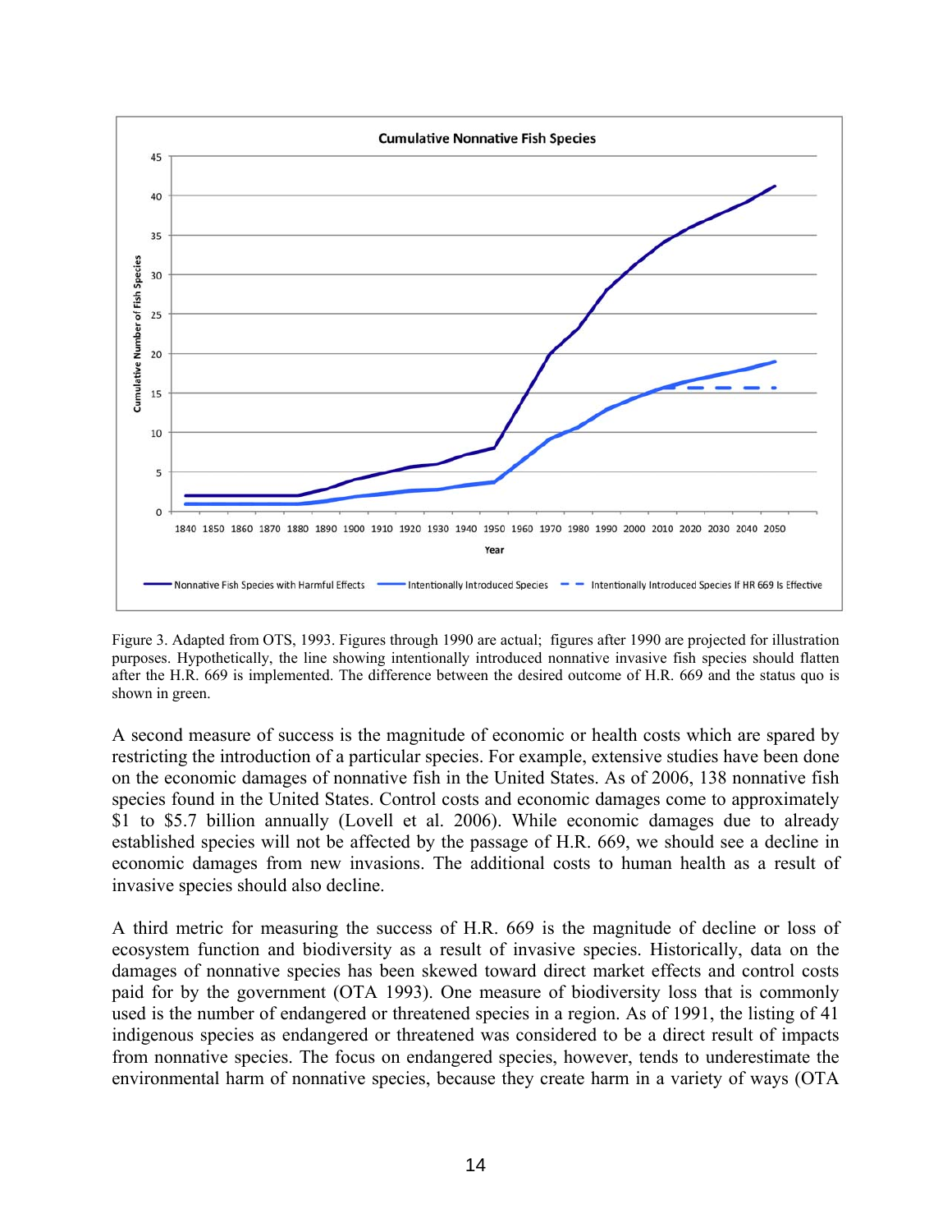Figure 3. Adapted from OTS, 1993. Figures through 1990 are actual; figures after 1990 are projected for illustration purposes. Hypothetically, the line showing intentionally introduced nonnative invasive fish species should flatten after the H.R. 669 is implemented. The difference between the desired outcome of H.R. 669 and the status quo is shown in green.

A second measure of success is the magnitude of economic or health costs which are spared by restricting the introduction of a particular species. For example, extensive studies have been done on the economic damages of nonnative fish in the United States. As of 2006, 138 nonnative fish species found in the United States. Control costs and economic damages come to approximately \$1 to \$5.7 billion annually (Lovell et al. 2006). While economic damages due to already established species will not be affected by the passage of H.R. 669, we should see a decline in economic damages from new invasions. The additional costs to human health as a result of invasive species should also decline.

A third metric for measuring the success of H.R. 669 is the magnitude of decline or loss of ecosystem function and biodiversity as a result of invasive species. Historically, data on the damages of nonnative species has been skewed toward direct market effects and control costs paid for by the government (OTA 1993). One measure of biodiversity loss that is commonly used is the number of endangered or threatened species in a region. As of 1991, the listing of 41 indigenous species as endangered or threatened was considered to be a direct result of impacts from nonnative species. The focus on endangered species, however, tends to underestimate the environmental harm of nonnative species, because they create harm in a variety of ways (OTA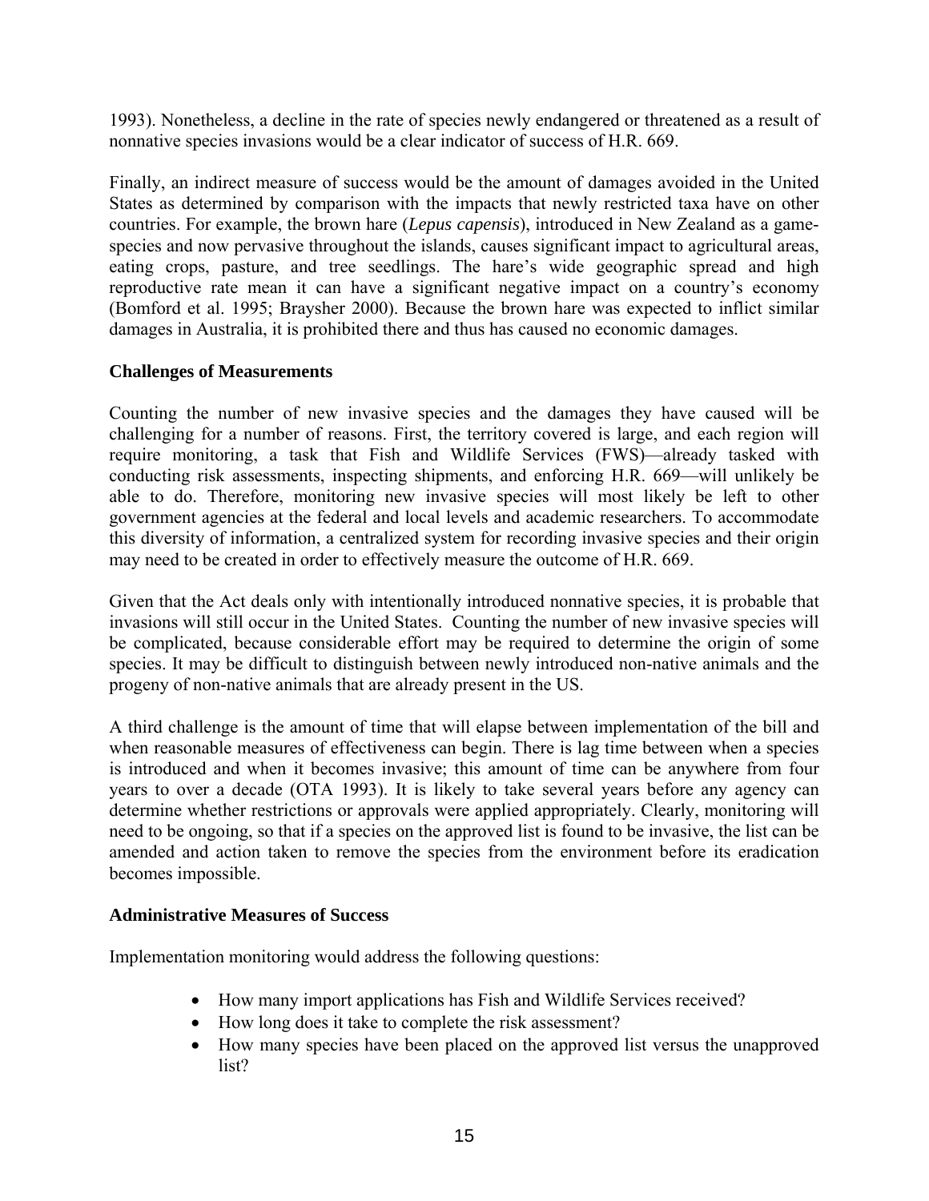1993). Nonetheless, a decline in the rate of species newly endangered or threatened as a result of nonnative species invasions would be a clear indicator of success of H.R. 669.

Finally, an indirect measure of success would be the amount of damages avoided in the United States as determined by comparison with the impacts that newly restricted taxa have on other countries. For example, the brown hare (*Lepus capensis*), introduced in New Zealand as a game-species and now pervasive throughout the islands, causes significant impact to agricultural areas, eating crops, pasture, and tree seedlings. The hare's wide geographic spread and high reproductive rate mean it can have a significant negative impact on a country's economy (Bomford et al. 1995; Braysher 2000). Because the brown hare was expected to inflict similar damages in Australia, it is prohibited there and thus has caused no economic damages.

**Challenges of Measurements**

Counting the number of new invasive species and the damages they have caused will be challenging for a number of reasons. First, the territory covered is large, and each region will require monitoring, a task that Fish and Wildlife Services (FWS)—already tasked with conducting risk assessments, inspecting shipments, and enforcing H.R. 669—will unlikely be able to do. Therefore, monitoring new invasive species will most likely be left to other government agencies at the federal and local levels and academic researchers. To accommodate this diversity of information, a centralized system for recording invasive species and their origin may need to be created in order to effectively measure the outcome of H.R. 669.

Given that the Act deals only with intentionally introduced nonnative species, it is probable that invasions will still occur in the United States. Counting the number of new invasive species will be complicated, because considerable effort may be required to determine the origin of some species. It may be difficult to distinguish between newly introduced non-native animals and the progeny of non-native animals that are already present in the US.

A third challenge is the amount of time that will elapse between implementation of the bill and when reasonable measures of effectiveness can begin. There is lag time between when a species is introduced and when it becomes invasive; this amount of time can be anywhere from four years to over a decade (OTA 1993). It is likely to take several years before any agency can determine whether restrictions or approvals were applied appropriately. Clearly, monitoring will need to be ongoing, so that if a species on the approved list is found to be invasive, the list can be amended and action taken to remove the species from the environment before its eradication becomes impossible.

**Administrative Measures of Success**

Implementation monitoring would address the following questions:

- How many import applications has Fish and Wildlife Services received?
- How long does it take to complete the risk assessment?
- How many species have been placed on the approved list versus the unapproved list?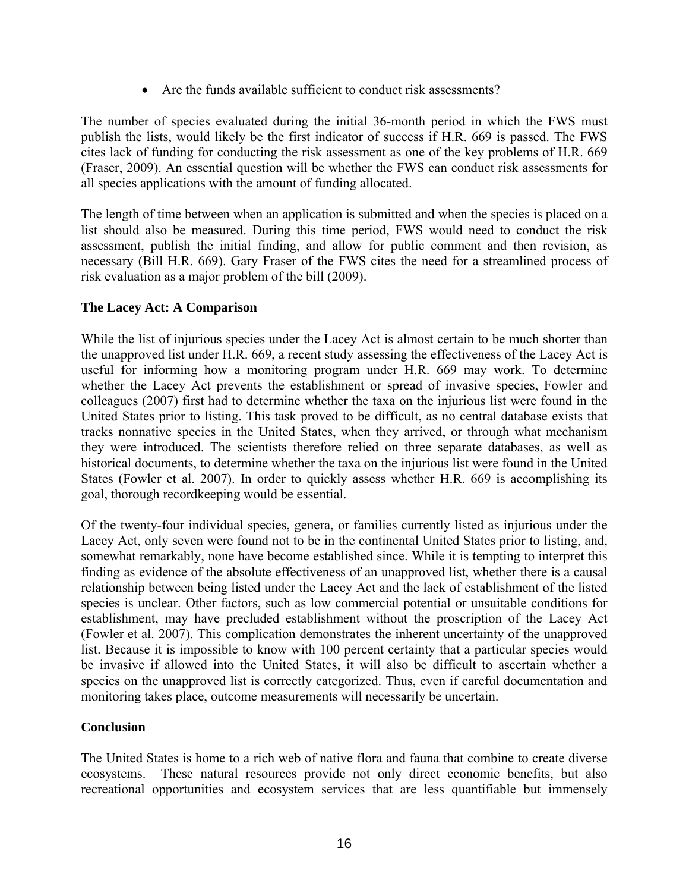- Are the funds available sufficient to conduct risk assessments?

The number of species evaluated during the initial 36-month period in which the FWS must publish the lists, would likely be the first indicator of success if H.R. 669 is passed. The FWS cites lack of funding for conducting the risk assessment as one of the key problems of H.R. 669 (Fraser, 2009). An essential question will be whether the FWS can conduct risk assessments for all species applications with the amount of funding allocated.

The length of time between when an application is submitted and when the species is placed on a list should also be measured. During this time period, FWS would need to conduct the risk assessment, publish the initial finding, and allow for public comment and then revision, as necessary (Bill H.R. 669). Gary Fraser of the FWS cites the need for a streamlined process of risk evaluation as a major problem of the bill (2009).

**The Lacey Act: A Comparison**

While the list of injurious species under the Lacey Act is almost certain to be much shorter than the unapproved list under H.R. 669, a recent study assessing the effectiveness of the Lacey Act is useful for informing how a monitoring program under H.R. 669 may work. To determine whether the Lacey Act prevents the establishment or spread of invasive species, Fowler and colleagues (2007) first had to determine whether the taxa on the injurious list were found in the United States prior to listing. This task proved to be difficult, as no central database exists that tracks nonnative species in the United States, when they arrived, or through what mechanism they were introduced. The scientists therefore relied on three separate databases, as well as historical documents, to determine whether the taxa on the injurious list were found in the United States (Fowler et al. 2007). In order to quickly assess whether H.R. 669 is accomplishing its goal, thorough recordkeeping would be essential.

Of the twenty-four individual species, genera, or families currently listed as injurious under the Lacey Act, only seven were found not to be in the continental United States prior to listing, and, somewhat remarkably, none have become established since. While it is tempting to interpret this finding as evidence of the absolute effectiveness of an unapproved list, whether there is a causal relationship between being listed under the Lacey Act and the lack of establishment of the listed species is unclear. Other factors, such as low commercial potential or unsuitable conditions for establishment, may have precluded establishment without the proscription of the Lacey Act (Fowler et al. 2007). This complication demonstrates the inherent uncertainty of the unapproved list. Because it is impossible to know with 100 percent certainty that a particular species would be invasive if allowed into the United States, it will also be difficult to ascertain whether a species on the unapproved list is correctly categorized. Thus, even if careful documentation and monitoring takes place, outcome measurements will necessarily be uncertain.

**Conclusion**

The United States is home to a rich web of native flora and fauna that combine to create diverse ecosystems. These natural resources provide not only direct economic benefits, but also recreational opportunities and ecosystem services that are less quantifiable but immensely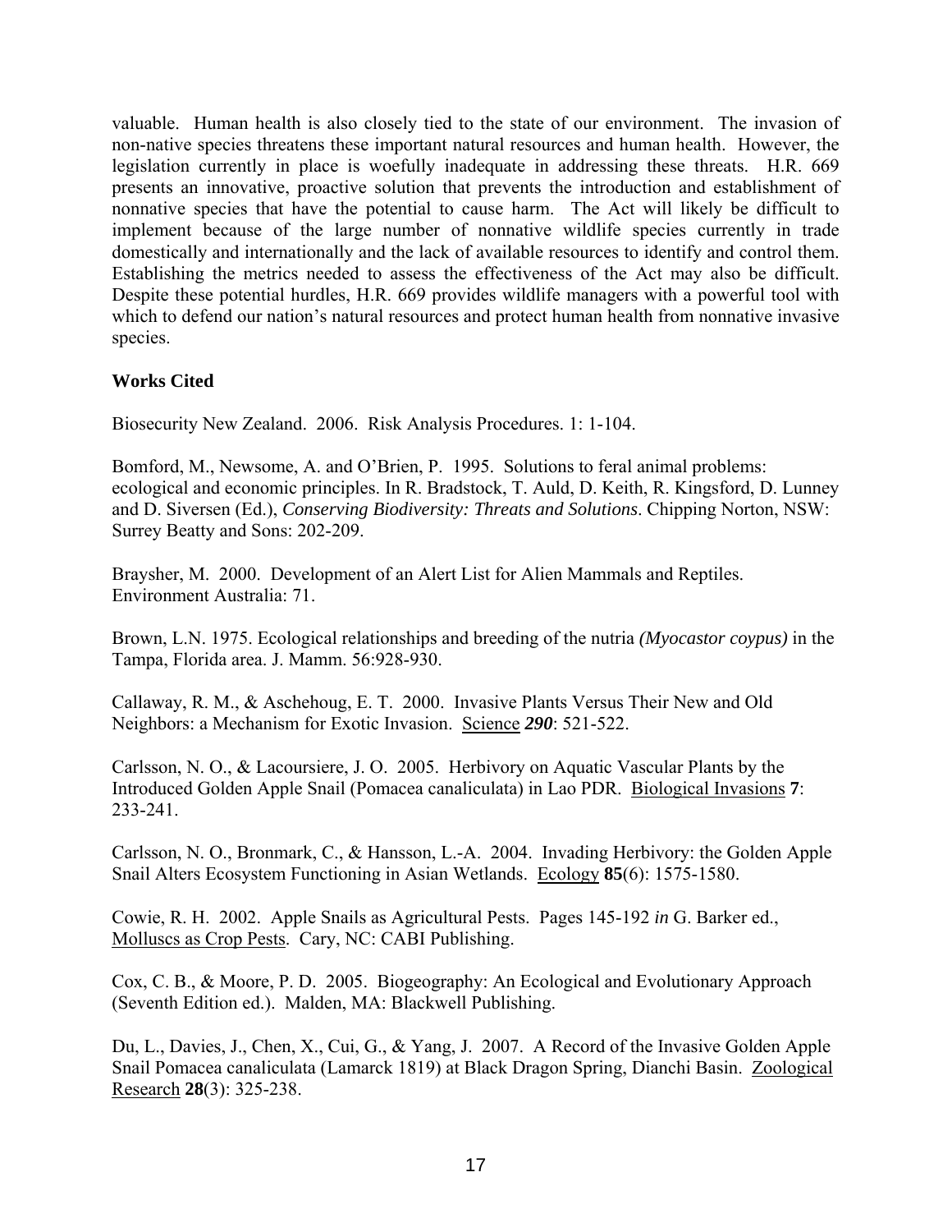valuable. Human health is also closely tied to the state of our environment. The invasion of non-native species threatens these important natural resources and human health. However, the legislation currently in place is woefully inadequate in addressing these threats. H.R. 669 presents an innovative, proactive solution that prevents the introduction and establishment of nonnative species that have the potential to cause harm. The Act will likely be difficult to implement because of the large number of nonnative wildlife species currently in trade domestically and internationally and the lack of available resources to identify and control them. Establishing the metrics needed to assess the effectiveness of the Act may also be difficult. Despite these potential hurdles, H.R. 669 provides wildlife managers with a powerful tool with which to defend our nation's natural resources and protect human health from nonnative invasive species.

**Works Cited**

Biosecurity New Zealand. 2006. Risk Analysis Procedures. 1: 1-104.

Bomford, M., Newsome, A. and O'Brien, P. 1995. Solutions to feral animal problems: ecological and economic principles. In R. Bradstock, T. Auld, D. Keith, R. Kingsford, D. Lunney and D. Siversen (Ed.), *Conserving Biodiversity: Threats and Solutions*. Chipping Norton, NSW: Surrey Beatty and Sons: 202-209.

Braysher, M. 2000. Development of an Alert List for Alien Mammals and Reptiles. Environment Australia: 71.

Brown, L.N. 1975. Ecological relationships and breeding of the nutria *(Myocastor coypus)* in the Tampa, Florida area. J. Mamm. 56:928-930.

Callaway, R. M., & Aschehoug, E. T. 2000. Invasive Plants Versus Their New and Old Neighbors: a Mechanism for Exotic Invasion. Science ***290***: 521-522.

Carlsson, N. O., & Lacoursiere, J. O. 2005. Herbivory on Aquatic Vascular Plants by the Introduced Golden Apple Snail (Pomacea canaliculata) in Lao PDR. Biological Invasions **7**: 233-241.

Carlsson, N. O., Bronmark, C., & Hansson, L.-A. 2004. Invading Herbivory: the Golden Apple Snail Alters Ecosystem Functioning in Asian Wetlands. Ecology **85**(6): 1575-1580.

Cowie, R. H. 2002. Apple Snails as Agricultural Pests. Pages 145-192 *in* G. Barker ed., Molluscs as Crop Pests. Cary, NC: CABI Publishing.

Cox, C. B., & Moore, P. D. 2005. Biogeography: An Ecological and Evolutionary Approach (Seventh Edition ed.). Malden, MA: Blackwell Publishing.

Du, L., Davies, J., Chen, X., Cui, G., & Yang, J. 2007. A Record of the Invasive Golden Apple Snail Pomacea canaliculata (Lamarck 1819) at Black Dragon Spring, Dianchi Basin. Zoological Research **28**(3): 325-238.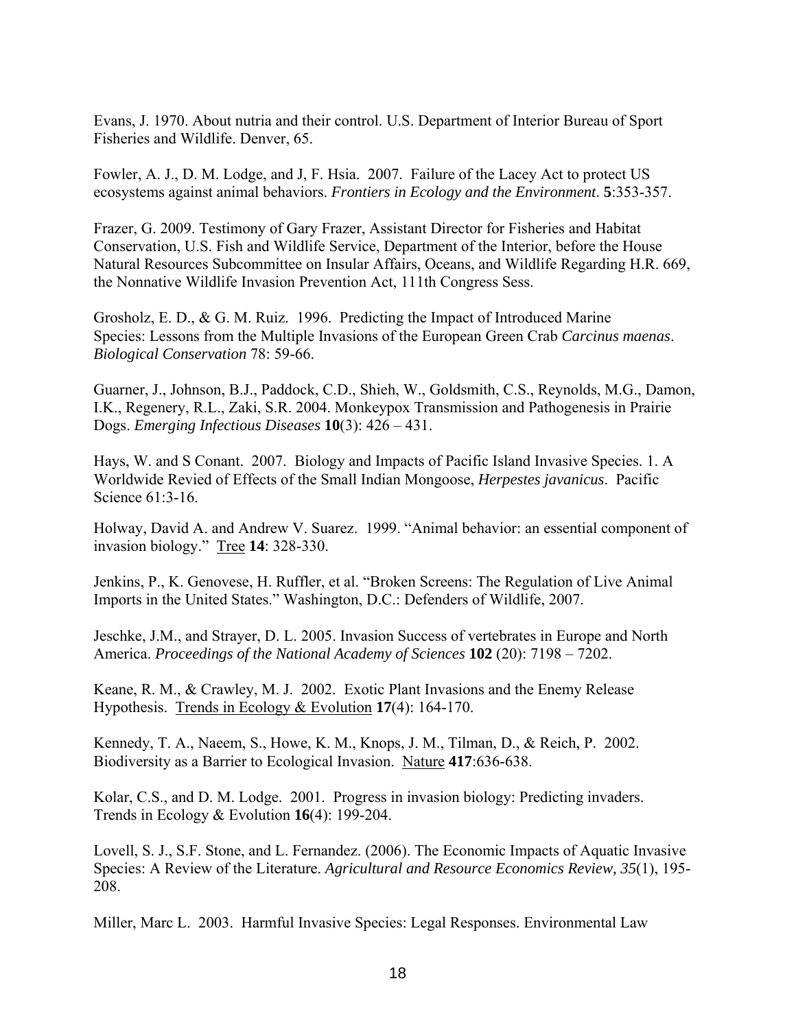Evans, J. 1970. About nutria and their control. U.S. Department of Interior Bureau of Sport Fisheries and Wildlife. Denver, 65.

Fowler, A. J., D. M. Lodge, and J, F. Hsia. 2007. Failure of the Lacey Act to protect US ecosystems against animal behaviors. *Frontiers in Ecology and the Environment*. **5**:353-357.

Frazer, G. 2009. Testimony of Gary Frazer, Assistant Director for Fisheries and Habitat Conservation, U.S. Fish and Wildlife Service, Department of the Interior, before the House Natural Resources Subcommittee on Insular Affairs, Oceans, and Wildlife Regarding H.R. 669, the Nonnative Wildlife Invasion Prevention Act, 111th Congress Sess.

Grosholz, E. D., & G. M. Ruiz. 1996. Predicting the Impact of Introduced Marine Species: Lessons from the Multiple Invasions of the European Green Crab *Carcinus maenas*. *Biological Conservation* 78: 59-66.

Guarner, J., Johnson, B.J., Paddock, C.D., Shieh, W., Goldsmith, C.S., Reynolds, M.G., Damon, I.K., Regenery, R.L., Zaki, S.R. 2004. Monkeypox Transmission and Pathogenesis in Prairie Dogs. *Emerging Infectious Diseases* **10**(3): 426 – 431.

Hays, W. and S Conant. 2007. Biology and Impacts of Pacific Island Invasive Species. 1. A Worldwide Revied of Effects of the Small Indian Mongoose, *Herpestes javanicus*. Pacific Science 61:3-16.

Holway, David A. and Andrew V. Suarez. 1999. "Animal behavior: an essential component of invasion biology." Tree **14**: 328-330.

Jenkins, P., K. Genovese, H. Ruffler, et al. "Broken Screens: The Regulation of Live Animal Imports in the United States." Washington, D.C.: Defenders of Wildlife, 2007.

Jeschke, J.M., and Strayer, D. L. 2005. Invasion Success of vertebrates in Europe and North America. *Proceedings of the National Academy of Sciences* **102** (20): 7198 – 7202.

Keane, R. M., & Crawley, M. J. 2002. Exotic Plant Invasions and the Enemy Release Hypothesis. Trends in Ecology & Evolution **17**(4): 164-170.

Kennedy, T. A., Naeem, S., Howe, K. M., Knops, J. M., Tilman, D., & Reich, P. 2002. Biodiversity as a Barrier to Ecological Invasion. Nature **417**:636-638.

Kolar, C.S., and D. M. Lodge. 2001. Progress in invasion biology: Predicting invaders. Trends in Ecology & Evolution **16**(4): 199-204.

Lovell, S. J., S.F. Stone, and L. Fernandez. (2006). The Economic Impacts of Aquatic Invasive Species: A Review of the Literature. *Agricultural and Resource Economics Review, 35*(1), 195-208.

Miller, Marc L. 2003. Harmful Invasive Species: Legal Responses. Environmental Law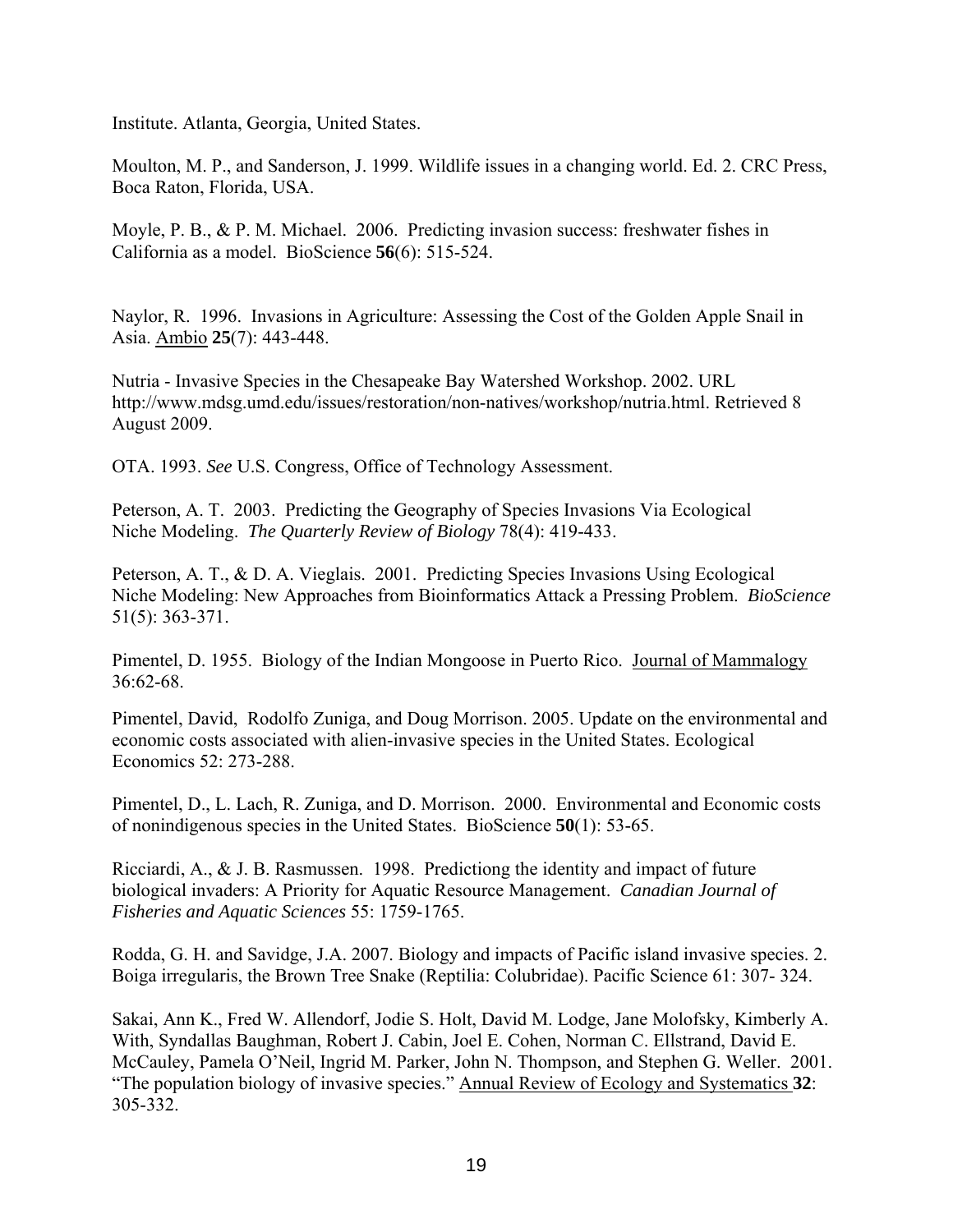Institute. Atlanta, Georgia, United States.

Moulton, M. P., and Sanderson, J. 1999. Wildlife issues in a changing world. Ed. 2. CRC Press, Boca Raton, Florida, USA.

Moyle, P. B., & P. M. Michael. 2006. Predicting invasion success: freshwater fishes in California as a model. BioScience **56**(6): 515-524.

Naylor, R. 1996. Invasions in Agriculture: Assessing the Cost of the Golden Apple Snail in Asia. Ambio **25**(7): 443-448.

Nutria - Invasive Species in the Chesapeake Bay Watershed Workshop. 2002. URL http://www.mdsg.umd.edu/issues/restoration/non-natives/workshop/nutria.html. Retrieved 8 August 2009.

OTA. 1993. *See* U.S. Congress, Office of Technology Assessment.

Peterson, A. T. 2003. Predicting the Geography of Species Invasions Via Ecological Niche Modeling. *The Quarterly Review of Biology* 78(4): 419-433.

Peterson, A. T., & D. A. Vieglais. 2001. Predicting Species Invasions Using Ecological Niche Modeling: New Approaches from Bioinformatics Attack a Pressing Problem. *BioScience* 51(5): 363-371.

Pimentel, D. 1955. Biology of the Indian Mongoose in Puerto Rico. Journal of Mammalogy 36:62-68.

Pimentel, David, Rodolfo Zuniga, and Doug Morrison. 2005. Update on the environmental and economic costs associated with alien-invasive species in the United States. Ecological Economics 52: 273-288.

Pimentel, D., L. Lach, R. Zuniga, and D. Morrison. 2000. Environmental and Economic costs of nonindigenous species in the United States. BioScience **50**(1): 53-65.

Ricciardi, A., & J. B. Rasmussen. 1998. Predictiong the identity and impact of future biological invaders: A Priority for Aquatic Resource Management. *Canadian Journal of Fisheries and Aquatic Sciences* 55: 1759-1765.

Rodda, G. H. and Savidge, J.A. 2007. Biology and impacts of Pacific island invasive species. 2. Boiga irregularis, the Brown Tree Snake (Reptilia: Colubridae). Pacific Science 61: 307- 324.

Sakai, Ann K., Fred W. Allendorf, Jodie S. Holt, David M. Lodge, Jane Molofsky, Kimberly A. With, Syndallas Baughman, Robert J. Cabin, Joel E. Cohen, Norman C. Ellstrand, David E. McCauley, Pamela O'Neil, Ingrid M. Parker, John N. Thompson, and Stephen G. Weller. 2001. "The population biology of invasive species." Annual Review of Ecology and Systematics **32**: 305-332.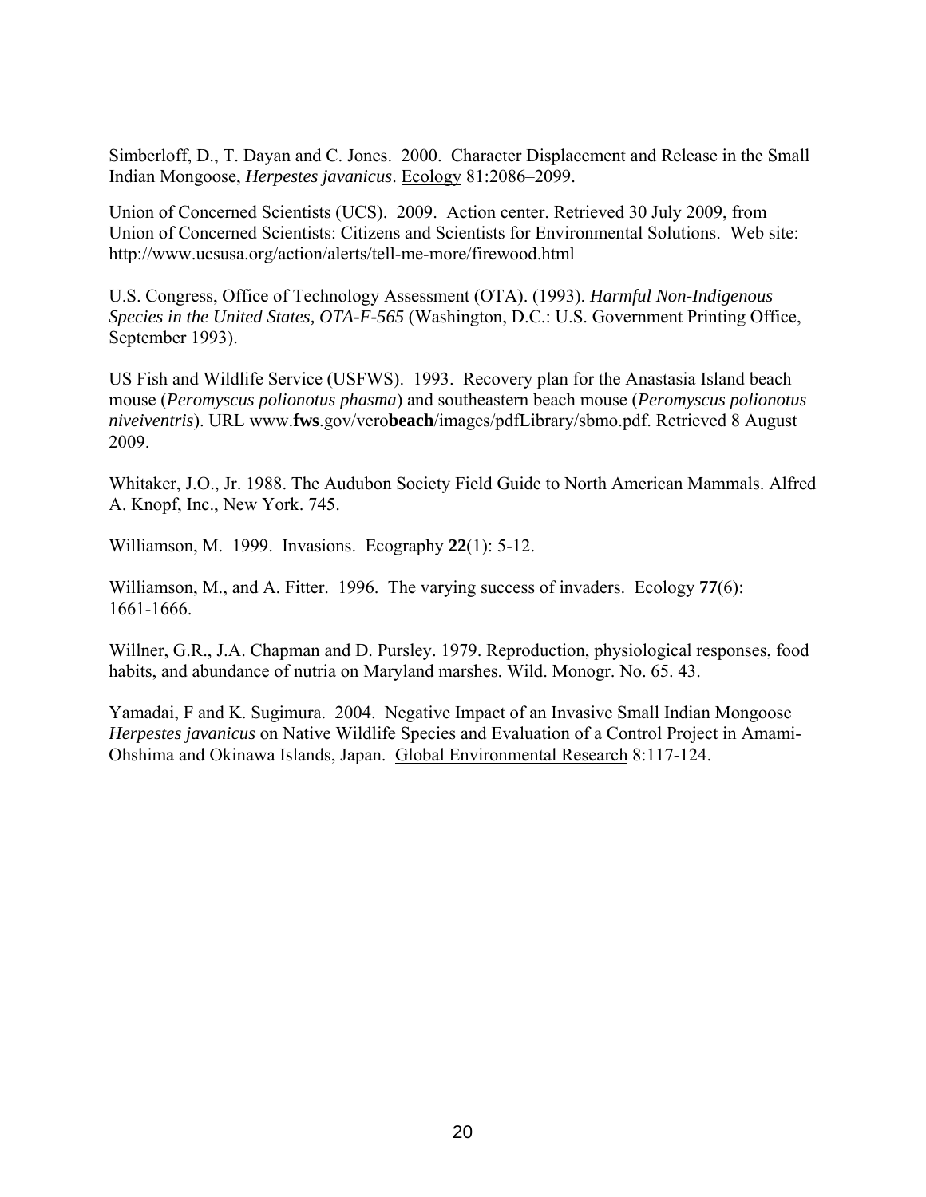Simberloff, D., T. Dayan and C. Jones. 2000. Character Displacement and Release in the Small Indian Mongoose, *Herpestes javanicus*. Ecology 81:2086–2099.

Union of Concerned Scientists (UCS). 2009. Action center. Retrieved 30 July 2009, from Union of Concerned Scientists: Citizens and Scientists for Environmental Solutions. Web site: http://www.ucsusa.org/action/alerts/tell-me-more/firewood.html

U.S. Congress, Office of Technology Assessment (OTA). (1993). *Harmful Non-Indigenous Species in the United States, OTA-F-565* (Washington, D.C.: U.S. Government Printing Office, September 1993).

US Fish and Wildlife Service (USFWS). 1993. Recovery plan for the Anastasia Island beach mouse (*Peromyscus polionotus phasma*) and southeastern beach mouse (*Peromyscus polionotus niveiventris*). URL www.**fws**.gov/vero**beach**/images/pdfLibrary/sbmo.pdf. Retrieved 8 August 2009.

Whitaker, J.O., Jr. 1988. The Audubon Society Field Guide to North American Mammals. Alfred A. Knopf, Inc., New York. 745.

Williamson, M. 1999. Invasions. Ecography **22**(1): 5-12.

Williamson, M., and A. Fitter. 1996. The varying success of invaders. Ecology **77**(6): 1661-1666.

Willner, G.R., J.A. Chapman and D. Pursley. 1979. Reproduction, physiological responses, food habits, and abundance of nutria on Maryland marshes. Wild. Monogr. No. 65. 43.

Yamadai, F and K. Sugimura. 2004. Negative Impact of an Invasive Small Indian Mongoose *Herpestes javanicus* on Native Wildlife Species and Evaluation of a Control Project in Amami-Ohshima and Okinawa Islands, Japan. Global Environmental Research 8:117-124.